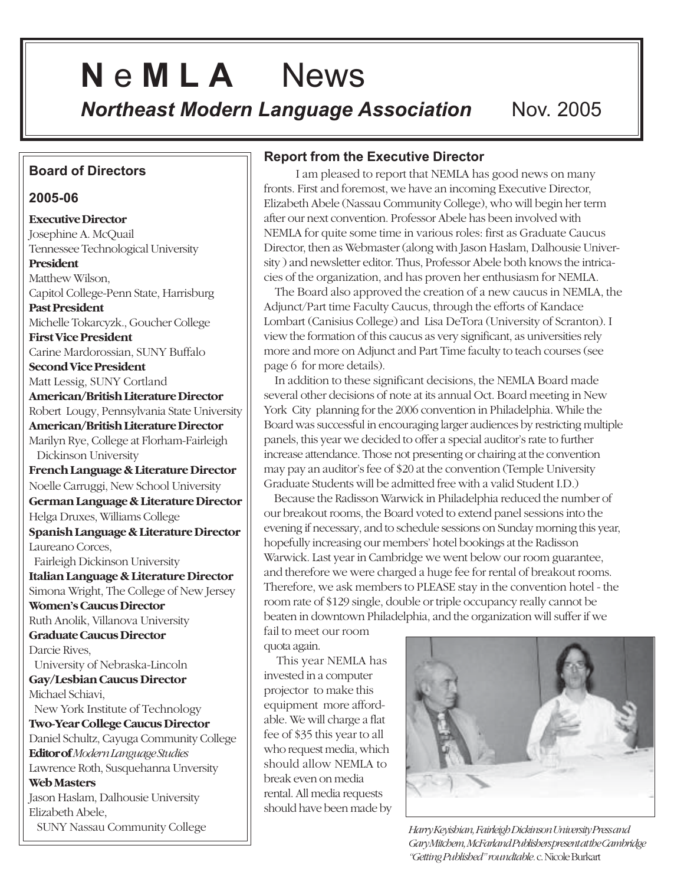# NeMLA News

***Northeast Modern Language Association*** Nov. 2005

## Board of Directors

### 2005-06

**Executive Director**
Josephine A. McQuail
Tennessee Technological University

**President**
Matthew Wilson,
Capitol College-Penn State, Harrisburg

**Past President**
Michelle Tokarcyzk., Goucher College

**First Vice President**
Carine Mardorossian, SUNY Buffalo

**Second Vice President**
Matt Lessig, SUNY Cortland

**American/British Literature Director**
Robert Lougy, Pennsylvania State University

**American/British Literature Director**
Marilyn Rye, College at Florham-Fairleigh Dickinson University

**French Language & Literature Director**
Noelle Carruggi, New School University

**German Language & Literature Director**
Helga Druxes, Williams College

**Spanish Language & Literature Director**
Laureano Corces,
Fairleigh Dickinson University

**Italian Language & Literature Director**
Simona Wright, The College of New Jersey

**Women's Caucus Director**
Ruth Anolik, Villanova University

**Graduate Caucus Director**
Darcie Rives,
University of Nebraska-Lincoln

**Gay/Lesbian Caucus Director**
Michael Schiavi,
New York Institute of Technology

**Two-Year College Caucus Director**
Daniel Schultz, Cayuga Community College

**Editor of** ***Modern Language Studies***
Lawrence Roth, Susquehanna Unversity

**Web Masters**
Jason Haslam, Dalhousie University
Elizabeth Abele,
SUNY Nassau Community College

## Report from the Executive Director

I am pleased to report that NEMLA has good news on many fronts. First and foremost, we have an incoming Executive Director, Elizabeth Abele (Nassau Community College), who will begin her term after our next convention. Professor Abele has been involved with NEMLA for quite some time in various roles: first as Graduate Caucus Director, then as Webmaster (along with Jason Haslam, Dalhousie University ) and newsletter editor. Thus, Professor Abele both knows the intricacies of the organization, and has proven her enthusiasm for NEMLA.

The Board also approved the creation of a new caucus in NEMLA, the Adjunct/Part time Faculty Caucus, through the efforts of Kandace Lombart (Canisius College) and Lisa DeTora (University of Scranton). I view the formation of this caucus as very significant, as universities rely more and more on Adjunct and Part Time faculty to teach courses (see page 6 for more details).

In addition to these significant decisions, the NEMLA Board made several other decisions of note at its annual Oct. Board meeting in New York City planning for the 2006 convention in Philadelphia. While the Board was successful in encouraging larger audiences by restricting multiple panels, this year we decided to offer a special auditor's rate to further increase attendance. Those not presenting or chairing at the convention may pay an auditor's fee of $20 at the convention (Temple University Graduate Students will be admitted free with a valid Student I.D.)

Because the Radisson Warwick in Philadelphia reduced the number of our breakout rooms, the Board voted to extend panel sessions into the evening if necessary, and to schedule sessions on Sunday morning this year, hopefully increasing our members' hotel bookings at the Radisson Warwick. Last year in Cambridge we went below our room guarantee, and therefore we were charged a huge fee for rental of breakout rooms. Therefore, we ask members to PLEASE stay in the convention hotel - the room rate of $129 single, double or triple occupancy really cannot be beaten in downtown Philadelphia, and the organization will suffer if we fail to meet our room quota again.

This year NEMLA has invested in a computer projector to make this equipment more affordable. We will charge a flat fee of $35 this year to all who request media, which should allow NEMLA to break even on media rental. All media requests should have been made by

*Harry Keyishian, Fairleigh Dickinson University Press and Gary Mitchem, McFarland Publishers present at the Cambridge "Getting Published" roundtable.* c. Nicole Burkart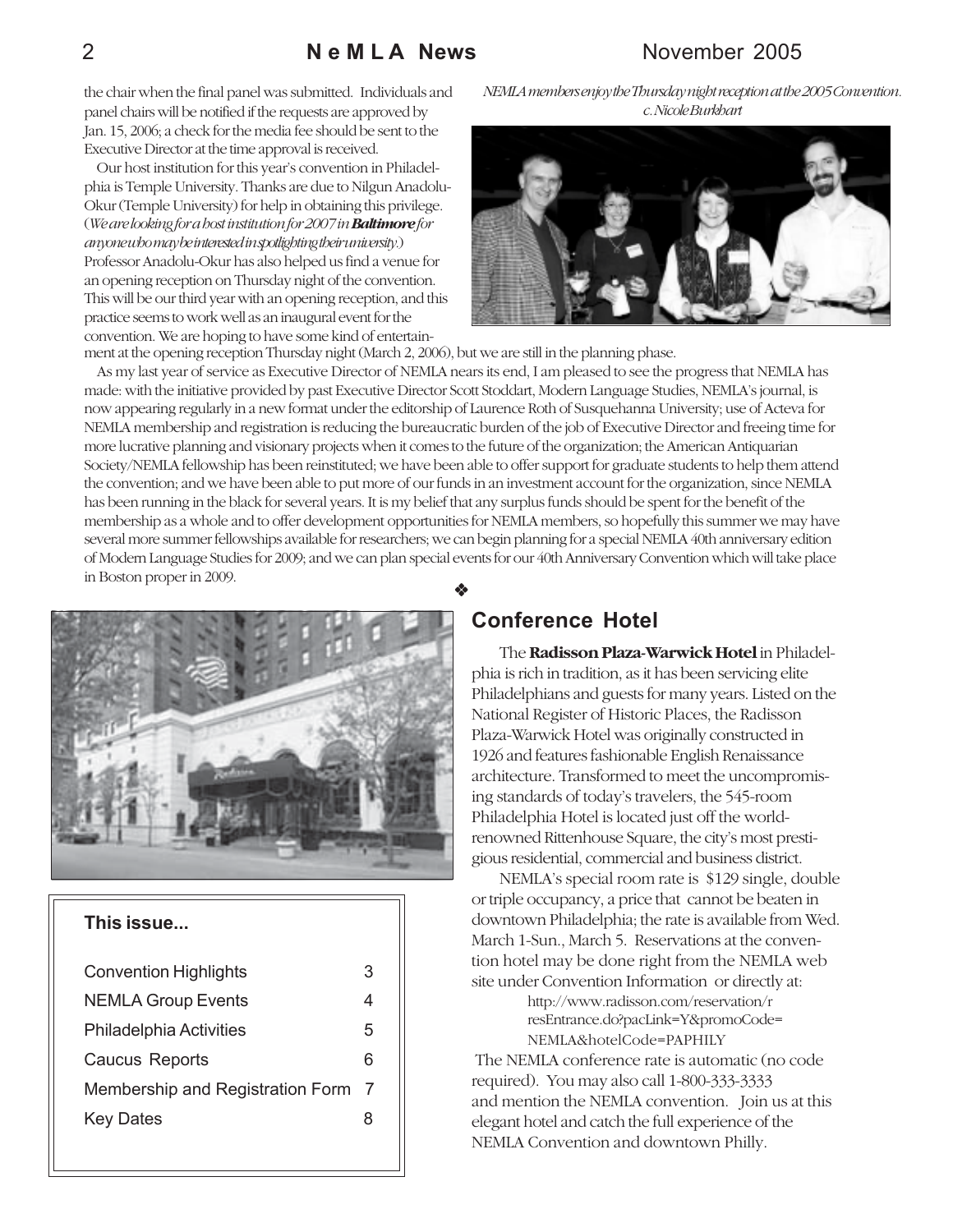the chair when the final panel was submitted. Individuals and panel chairs will be notified if the requests are approved by Jan. 15, 2006; a check for the media fee should be sent to the Executive Director at the time approval is received.

Our host institution for this year's convention in Philadelphia is Temple University. Thanks are due to Nilgun Anadolu-Okur (Temple University) for help in obtaining this privilege. (*We are looking for a host institution for 2007 in **Baltimore** for anyone who may be interested in spotlighting their university.*) Professor Anadolu-Okur has also helped us find a venue for an opening reception on Thursday night of the convention. This will be our third year with an opening reception, and this practice seems to work well as an inaugural event for the convention. We are hoping to have some kind of entertainment at the opening reception Thursday night (March 2, 2006), but we are still in the planning phase.

*NEMLA members enjoy the Thursday night reception at the 2005 Convention. c. Nicole Burkhart*

As my last year of service as Executive Director of NEMLA nears its end, I am pleased to see the progress that NEMLA has made: with the initiative provided by past Executive Director Scott Stoddart, Modern Language Studies, NEMLA's journal, is now appearing regularly in a new format under the editorship of Laurence Roth of Susquehanna University; use of Acteva for NEMLA membership and registration is reducing the bureaucratic burden of the job of Executive Director and freeing time for more lucrative planning and visionary projects when it comes to the future of the organization; the American Antiquarian Society/NEMLA fellowship has been reinstituted; we have been able to offer support for graduate students to help them attend the convention; and we have been able to put more of our funds in an investment account for the organization, since NEMLA has been running in the black for several years. It is my belief that any surplus funds should be spent for the benefit of the membership as a whole and to offer development opportunities for NEMLA members, so hopefully this summer we may have several more summer fellowships available for researchers; we can begin planning for a special NEMLA 40th anniversary edition of Modern Language Studies for 2009; and we can plan special events for our 40th Anniversary Convention which will take place in Boston proper in 2009.

❖

## Conference Hotel

The **Radisson Plaza-Warwick Hotel** in Philadelphia is rich in tradition, as it has been servicing elite Philadelphians and guests for many years. Listed on the National Register of Historic Places, the Radisson Plaza-Warwick Hotel was originally constructed in 1926 and features fashionable English Renaissance architecture. Transformed to meet the uncompromising standards of today's travelers, the 545-room Philadelphia Hotel is located just off the world-renowned Rittenhouse Square, the city's most prestigious residential, commercial and business district.

NEMLA's special room rate is $129 single, double or triple occupancy, a price that cannot be beaten in downtown Philadelphia; the rate is available from Wed. March 1-Sun., March 5. Reservations at the convention hotel may be done right from the NEMLA web site under Convention Information or directly at:

http://www.radisson.com/reservation/resEntrance.do?pacLink=Y&promoCode=NEMLA&hotelCode=PAPHILY

The NEMLA conference rate is automatic (no code required). You may also call 1-800-333-3333 and mention the NEMLA convention. Join us at this elegant hotel and catch the full experience of the NEMLA Convention and downtown Philly.

### This issue...

| | |
|---|---|
| Convention Highlights | 3 |
| NEMLA Group Events | 4 |
| Philadelphia Activities | 5 |
| Caucus Reports | 6 |
| Membership and Registration Form | 7 |
| Key Dates | 8 |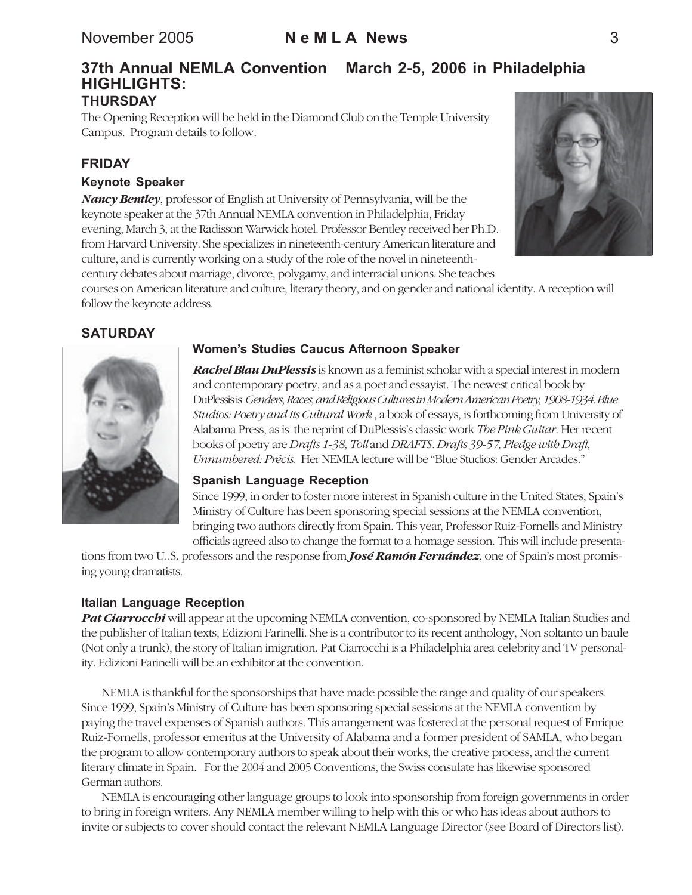## 37th Annual NEMLA Convention March 2-5, 2006 in Philadelphia

## HIGHLIGHTS:

### THURSDAY

The Opening Reception will be held in the Diamond Club on the Temple University Campus. Program details to follow.

### FRIDAY

#### Keynote Speaker

***Nancy Bentley***, professor of English at University of Pennsylvania, will be the keynote speaker at the 37th Annual NEMLA convention in Philadelphia, Friday evening, March 3, at the Radisson Warwick hotel. Professor Bentley received her Ph.D. from Harvard University. She specializes in nineteenth-century American literature and culture, and is currently working on a study of the role of the novel in nineteenth-century debates about marriage, divorce, polygamy, and interracial unions. She teaches courses on American literature and culture, literary theory, and on gender and national identity. A reception will follow the keynote address.

### SATURDAY

#### Women's Studies Caucus Afternoon Speaker

***Rachel Blau DuPlessis*** is known as a feminist scholar with a special interest in modern and contemporary poetry, and as a poet and essayist. The newest critical book by DuPlessis is *Genders, Races, and Religious Cultures in Modern American Poetry, 1908-1934*. *Blue Studios: Poetry and Its Cultural Work* , a book of essays, is forthcoming from University of Alabama Press, as is the reprint of DuPlessis's classic work *The Pink Guitar*. Her recent books of poetry are *Drafts 1-38, Toll* and *DRAFTS. Drafts 39-57, Pledge with Draft, Unnumbered: Précis*. Her NEMLA lecture will be "Blue Studios: Gender Arcades."

#### Spanish Language Reception

Since 1999, in order to foster more interest in Spanish culture in the United States, Spain's Ministry of Culture has been sponsoring special sessions at the NEMLA convention, bringing two authors directly from Spain. This year, Professor Ruiz-Fornells and Ministry officials agreed also to change the format to a homage session. This will include presentations from two U..S. professors and the response from ***José Ramón Fernández***, one of Spain's most promising young dramatists.

#### Italian Language Reception

***Pat Ciarrocchi*** will appear at the upcoming NEMLA convention, co-sponsored by NEMLA Italian Studies and the publisher of Italian texts, Edizioni Farinelli. She is a contributor to its recent anthology, Non soltanto un baule (Not only a trunk), the story of Italian imigration. Pat Ciarrocchi is a Philadelphia area celebrity and TV personality. Edizioni Farinelli will be an exhibitor at the convention.

NEMLA is thankful for the sponsorships that have made possible the range and quality of our speakers. Since 1999, Spain's Ministry of Culture has been sponsoring special sessions at the NEMLA convention by paying the travel expenses of Spanish authors. This arrangement was fostered at the personal request of Enrique Ruiz-Fornells, professor emeritus at the University of Alabama and a former president of SAMLA, who began the program to allow contemporary authors to speak about their works, the creative process, and the current literary climate in Spain. For the 2004 and 2005 Conventions, the Swiss consulate has likewise sponsored German authors.

NEMLA is encouraging other language groups to look into sponsorship from foreign governments in order to bring in foreign writers. Any NEMLA member willing to help with this or who has ideas about authors to invite or subjects to cover should contact the relevant NEMLA Language Director (see Board of Directors list).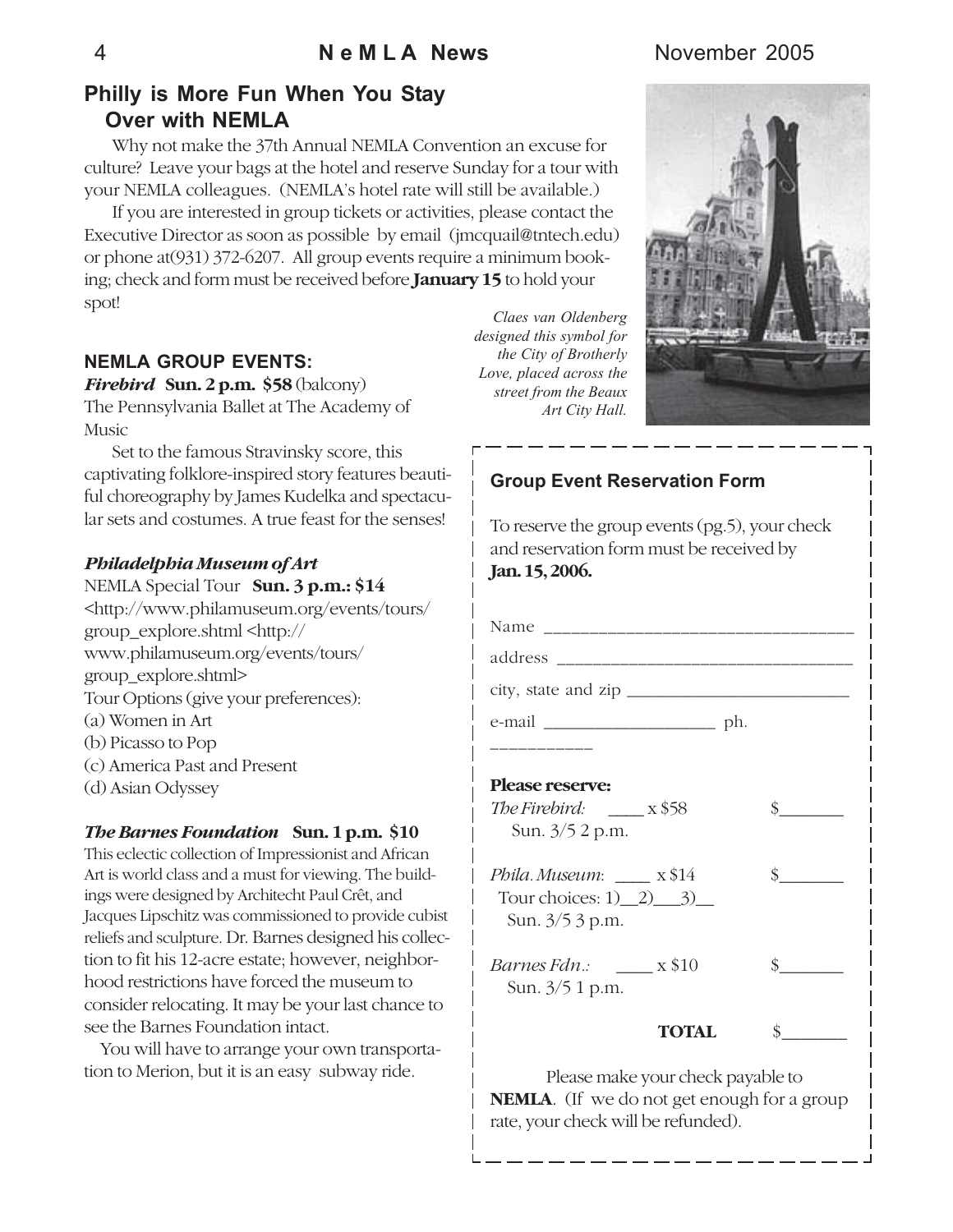## Philly is More Fun When You Stay Over with NEMLA

Why not make the 37th Annual NEMLA Convention an excuse for culture? Leave your bags at the hotel and reserve Sunday for a tour with your NEMLA colleagues. (NEMLA's hotel rate will still be available.)

If you are interested in group tickets or activities, please contact the Executive Director as soon as possible by email (jmcquail@tntech.edu) or phone at(931) 372-6207. All group events require a minimum booking; check and form must be received before **January 15** to hold your spot!

*Claes van Oldenberg designed this symbol for the City of Brotherly Love, placed across the street from the Beaux Art City Hall.*

### NEMLA GROUP EVENTS:

***Firebird*** **Sun. 2 p.m. $58** (balcony)
The Pennsylvania Ballet at The Academy of Music

Set to the famous Stravinsky score, this captivating folklore-inspired story features beautiful choreography by James Kudelka and spectacular sets and costumes. A true feast for the senses!

***Philadelphia Museum of Art***
NEMLA Special Tour **Sun. 3 p.m.: $14**
<http://www.philamuseum.org/events/tours/group_explore.shtml <http://www.philamuseum.org/events/tours/group_explore.shtml>
Tour Options (give your preferences):
(a) Women in Art
(b) Picasso to Pop
(c) America Past and Present
(d) Asian Odyssey

***The Barnes Foundation*** **Sun. 1 p.m. $10**
This eclectic collection of Impressionist and African Art is world class and a must for viewing. The buildings were designed by Architecht Paul Crêt, and Jacques Lipschitz was commissioned to provide cubist reliefs and sculpture. Dr. Barnes designed his collection to fit his 12-acre estate; however, neighborhood restrictions have forced the museum to consider relocating. It may be your last chance to see the Barnes Foundation intact.

You will have to arrange your own transportation to Merion, but it is an easy subway ride.

---

### Group Event Reservation Form

To reserve the group events (pg.5), your check and reservation form must be received by **Jan. 15, 2006.**

Name ________________________________

address ______________________________

city, state and zip _______________________

e-mail ___________________ ph. ___________

**Please reserve:**

*The Firebird:* ____ x $58 $_______
Sun. 3/5 2 p.m.

*Phila. Museum*: ____ x $14 $_______
Tour choices: 1)__2)___3)__
Sun. 3/5 3 p.m.

*Barnes Fdn.:* ____ x $10 $_______
Sun. 3/5 1 p.m.

**TOTAL** $_______

Please make your check payable to **NEMLA**. (If we do not get enough for a group rate, your check will be refunded).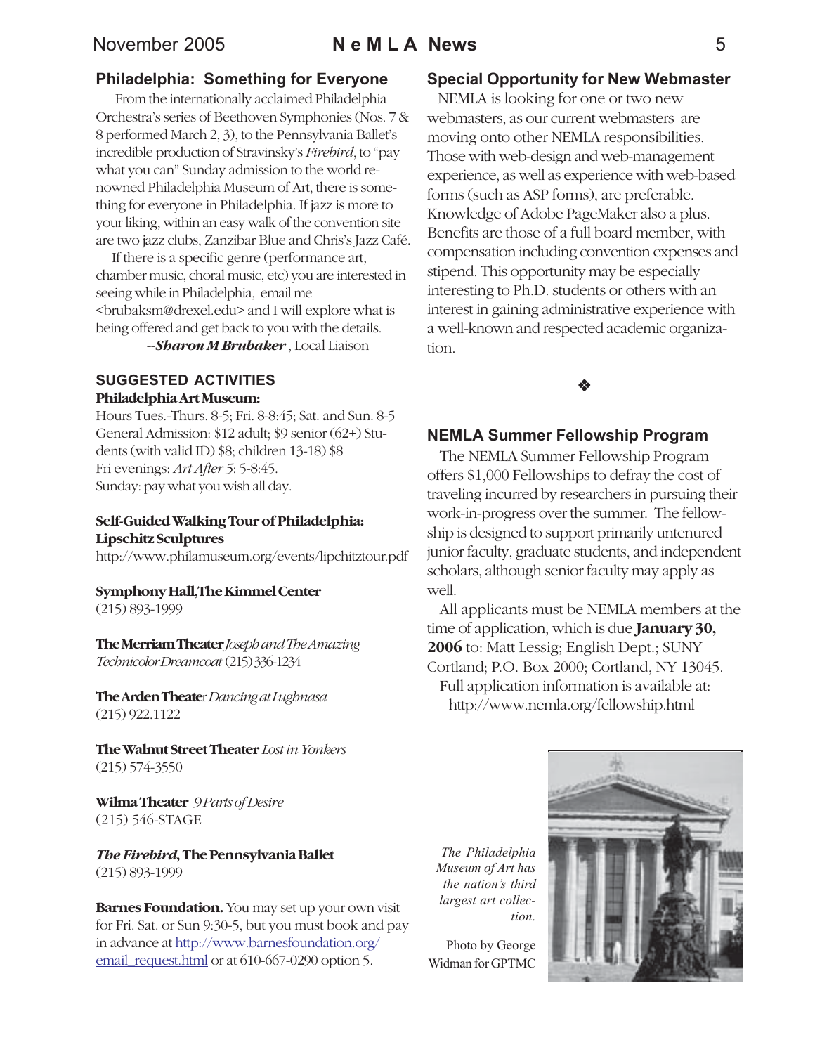## Philadelphia: Something for Everyone

From the internationally acclaimed Philadelphia Orchestra's series of Beethoven Symphonies (Nos. 7 & 8 performed March 2, 3), to the Pennsylvania Ballet's incredible production of Stravinsky's *Firebird*, to "pay what you can" Sunday admission to the world renowned Philadelphia Museum of Art, there is something for everyone in Philadelphia. If jazz is more to your liking, within an easy walk of the convention site are two jazz clubs, Zanzibar Blue and Chris's Jazz Café.

If there is a specific genre (performance art, chamber music, choral music, etc) you are interested in seeing while in Philadelphia, email me <brubaksm@drexel.edu> and I will explore what is being offered and get back to you with the details.

--***Sharon M Brubaker***, Local Liaison

### SUGGESTED ACTIVITIES

**Philadelphia Art Museum:**
Hours Tues.-Thurs. 8-5; Fri. 8-8:45; Sat. and Sun. 8-5
General Admission: $12 adult; $9 senior (62+) Students (with valid ID) $8; children 13-18) $8
Fri evenings: *Art After 5*: 5-8:45.
Sunday: pay what you wish all day.

**Self-Guided Walking Tour of Philadelphia: Lipschitz Sculptures**
http://www.philamuseum.org/events/lipchitztour.pdf

**Symphony Hall, The Kimmel Center**
(215) 893-1999

**The Merriam Theater** *Joseph and The Amazing Technicolor Dreamcoat* (215) 336-1234

**The Arden Theater** *Dancing at Lughnasa*
(215) 922.1122

**The Walnut Street Theater** *Lost in Yonkers*
(215) 574-3550

**Wilma Theater** *9 Parts of Desire*
(215) 546-STAGE

***The Firebird*, The Pennsylvania Ballet**
(215) 893-1999

**Barnes Foundation.** You may set up your own visit for Fri. Sat. or Sun 9:30-5, but you must book and pay in advance at http://www.barnesfoundation.org/email_request.html or at 610-667-0290 option 5.

## Special Opportunity for New Webmaster

NEMLA is looking for one or two new webmasters, as our current webmasters are moving onto other NEMLA responsibilities. Those with web-design and web-management experience, as well as experience with web-based forms (such as ASP forms), are preferable. Knowledge of Adobe PageMaker also a plus. Benefits are those of a full board member, with compensation including convention expenses and stipend. This opportunity may be especially interesting to Ph.D. students or others with an interest in gaining administrative experience with a well-known and respected academic organization.

❖

## NEMLA Summer Fellowship Program

The NEMLA Summer Fellowship Program offers $1,000 Fellowships to defray the cost of traveling incurred by researchers in pursuing their work-in-progress over the summer. The fellowship is designed to support primarily untenured junior faculty, graduate students, and independent scholars, although senior faculty may apply as well.

All applicants must be NEMLA members at the time of application, which is due **January 30, 2006** to: Matt Lessig; English Dept.; SUNY Cortland; P.O. Box 2000; Cortland, NY 13045.

Full application information is available at: http://www.nemla.org/fellowship.html

*The Philadelphia Museum of Art has the nation's third largest art collection.*

Photo by George Widman for GPTMC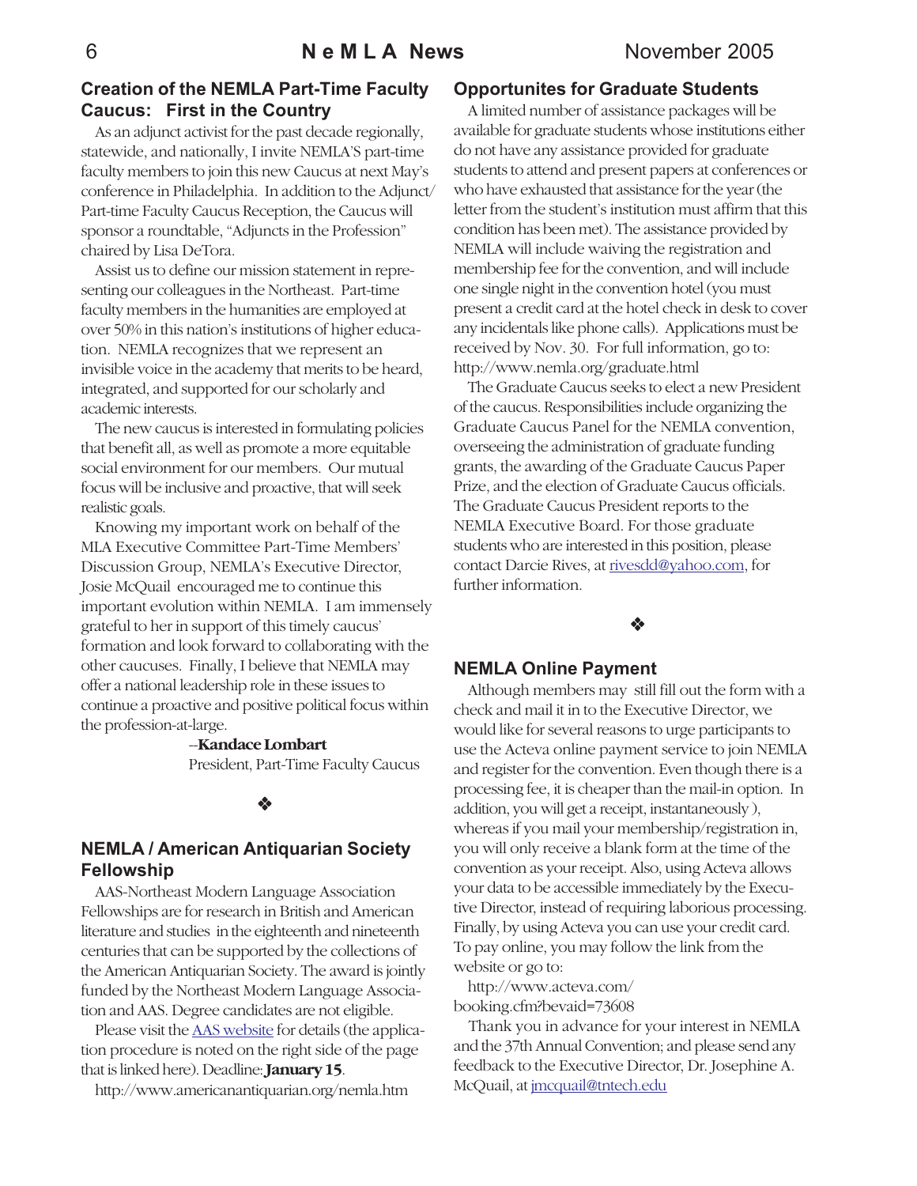## Creation of the NEMLA Part-Time Faculty Caucus: First in the Country

As an adjunct activist for the past decade regionally, statewide, and nationally, I invite NEMLA'S part-time faculty members to join this new Caucus at next May's conference in Philadelphia. In addition to the Adjunct/Part-time Faculty Caucus Reception, the Caucus will sponsor a roundtable, "Adjuncts in the Profession" chaired by Lisa DeTora.

Assist us to define our mission statement in representing our colleagues in the Northeast. Part-time faculty members in the humanities are employed at over 50% in this nation's institutions of higher education. NEMLA recognizes that we represent an invisible voice in the academy that merits to be heard, integrated, and supported for our scholarly and academic interests.

The new caucus is interested in formulating policies that benefit all, as well as promote a more equitable social environment for our members. Our mutual focus will be inclusive and proactive, that will seek realistic goals.

Knowing my important work on behalf of the MLA Executive Committee Part-Time Members' Discussion Group, NEMLA's Executive Director, Josie McQuail encouraged me to continue this important evolution within NEMLA. I am immensely grateful to her in support of this timely caucus' formation and look forward to collaborating with the other caucuses. Finally, I believe that NEMLA may offer a national leadership role in these issues to continue a proactive and positive political focus within the profession-at-large.

--**Kandace Lombart**
President, Part-Time Faculty Caucus

❖

## NEMLA / American Antiquarian Society Fellowship

AAS-Northeast Modern Language Association Fellowships are for research in British and American literature and studies in the eighteenth and nineteenth centuries that can be supported by the collections of the American Antiquarian Society. The award is jointly funded by the Northeast Modern Language Association and AAS. Degree candidates are not eligible.

Please visit the AAS website for details (the application procedure is noted on the right side of the page that is linked here). Deadline: **January 15**.

http://www.americanantiquarian.org/nemla.htm

## Opportunites for Graduate Students

A limited number of assistance packages will be available for graduate students whose institutions either do not have any assistance provided for graduate students to attend and present papers at conferences or who have exhausted that assistance for the year (the letter from the student's institution must affirm that this condition has been met). The assistance provided by NEMLA will include waiving the registration and membership fee for the convention, and will include one single night in the convention hotel (you must present a credit card at the hotel check in desk to cover any incidentals like phone calls). Applications must be received by Nov. 30. For full information, go to: http://www.nemla.org/graduate.html

The Graduate Caucus seeks to elect a new President of the caucus. Responsibilities include organizing the Graduate Caucus Panel for the NEMLA convention, overseeing the administration of graduate funding grants, the awarding of the Graduate Caucus Paper Prize, and the election of Graduate Caucus officials. The Graduate Caucus President reports to the NEMLA Executive Board. For those graduate students who are interested in this position, please contact Darcie Rives, at rivesdd@yahoo.com, for further information.

❖

## NEMLA Online Payment

Although members may still fill out the form with a check and mail it in to the Executive Director, we would like for several reasons to urge participants to use the Acteva online payment service to join NEMLA and register for the convention. Even though there is a processing fee, it is cheaper than the mail-in option. In addition, you will get a receipt, instantaneously ), whereas if you mail your membership/registration in, you will only receive a blank form at the time of the convention as your receipt. Also, using Acteva allows your data to be accessible immediately by the Executive Director, instead of requiring laborious processing. Finally, by using Acteva you can use your credit card. To pay online, you may follow the link from the website or go to:

http://www.acteva.com/booking.cfm?bevaid=73608

Thank you in advance for your interest in NEMLA and the 37th Annual Convention; and please send any feedback to the Executive Director, Dr. Josephine A. McQuail, at jmcquail@tntech.edu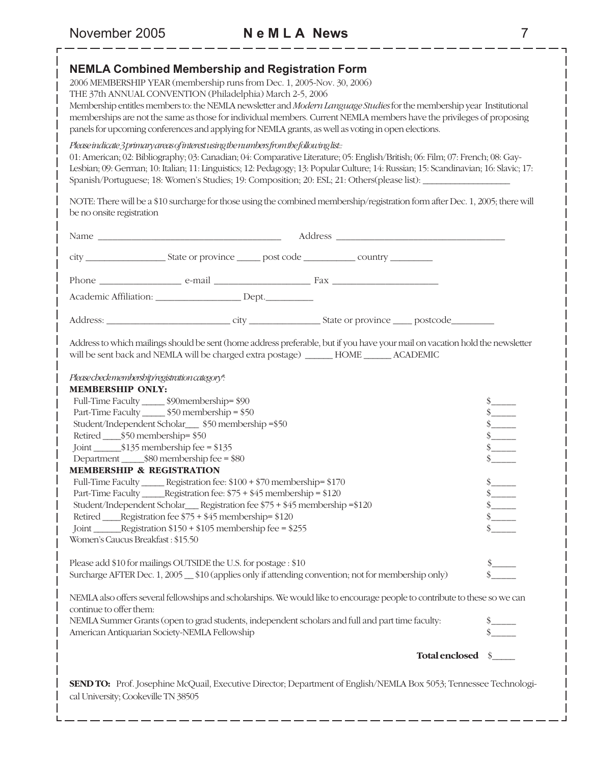## NEMLA Combined Membership and Registration Form

2006 MEMBERSHIP YEAR (membership runs from Dec. 1, 2005-Nov. 30, 2006)
THE 37th ANNUAL CONVENTION (Philadelphia) March 2-5, 2006
Membership entitles members to: the NEMLA newsletter and *Modern Language Studies* for the membership year Institutional memberships are not the same as those for individual members. Current NEMLA members have the privileges of proposing panels for upcoming conferences and applying for NEMLA grants, as well as voting in open elections.

*Please indicate 3 primary areas of interest using the numbers from the following list::*
01: American; 02: Bibliography; 03: Canadian; 04: Comparative Literature; 05: English/British; 06: Film; 07: French; 08: Gay-Lesbian; 09: German; 10: Italian; 11: Linguistics; 12: Pedagogy; 13: Popular Culture; 14: Russian; 15: Scandinavian; 16: Slavic; 17: Spanish/Portuguese; 18: Women's Studies; 19: Composition; 20: ESL; 21: Others(please list): ___________________

NOTE: There will be a $10 surcharge for those using the combined membership/registration form after Dec. 1, 2005; there will be no onsite registration

Name ________________________________________ Address _____________________________________

city _________________ State or province _____ post code ___________ country _________

Phone _________________ e-mail ____________________ Fax ______________________

Academic Affiliation: __________________ Dept.__________

Address: __________________________ city _______________ State or province ____ postcode_________

Address to which mailings should be sent (home address preferable, but if you have your mail on vacation hold the newsletter will be sent back and NEMLA will be charged extra postage) ______ HOME ______ ACADEMIC

*Please check membership/registration category\*:*

**MEMBERSHIP ONLY:**

Full-Time Faculty _____ $90membership= $90 $_____
Part-Time Faculty _____ $50 membership = $50 $_____
Student/Independent Scholar___ $50 membership =$50 $_____
Retired ____$50 membership= $50 $_____
Joint ______$135 membership fee = $135 $_____
Department _____$80 membership fee = $80 $_____

**MEMBERSHIP & REGISTRATION**

Full-Time Faculty _____ Registration fee: $100 + $70 membership= $170 $_____
Part-Time Faculty _____Registration fee: $75 + $45 membership = $120 $_____
Student/Independent Scholar___ Registration fee $75 + $45 membership =$120 $_____
Retired ____Registration fee $75 + $45 membership= $120 $_____
Joint ______Registration $150 + $105 membership fee = $255 $_____
Women's Caucus Breakfast : $15.50

Please add $10 for mailings OUTSIDE the U.S. for postage : $10 $_____
Surcharge AFTER Dec. 1, 2005 __ $10 (applies only if attending convention; not for membership only) $_____

NEMLA also offers several fellowships and scholarships. We would like to encourage people to contribute to these so we can continue to offer them:
NEMLA Summer Grants (open to grad students, independent scholars and full and part time faculty: $_____
American Antiquarian Society-NEMLA Fellowship $_____

**Total enclosed** $_____

**SEND TO:** Prof. Josephine McQuail, Executive Director; Department of English/NEMLA Box 5053; Tennessee Technological University; Cookeville TN 38505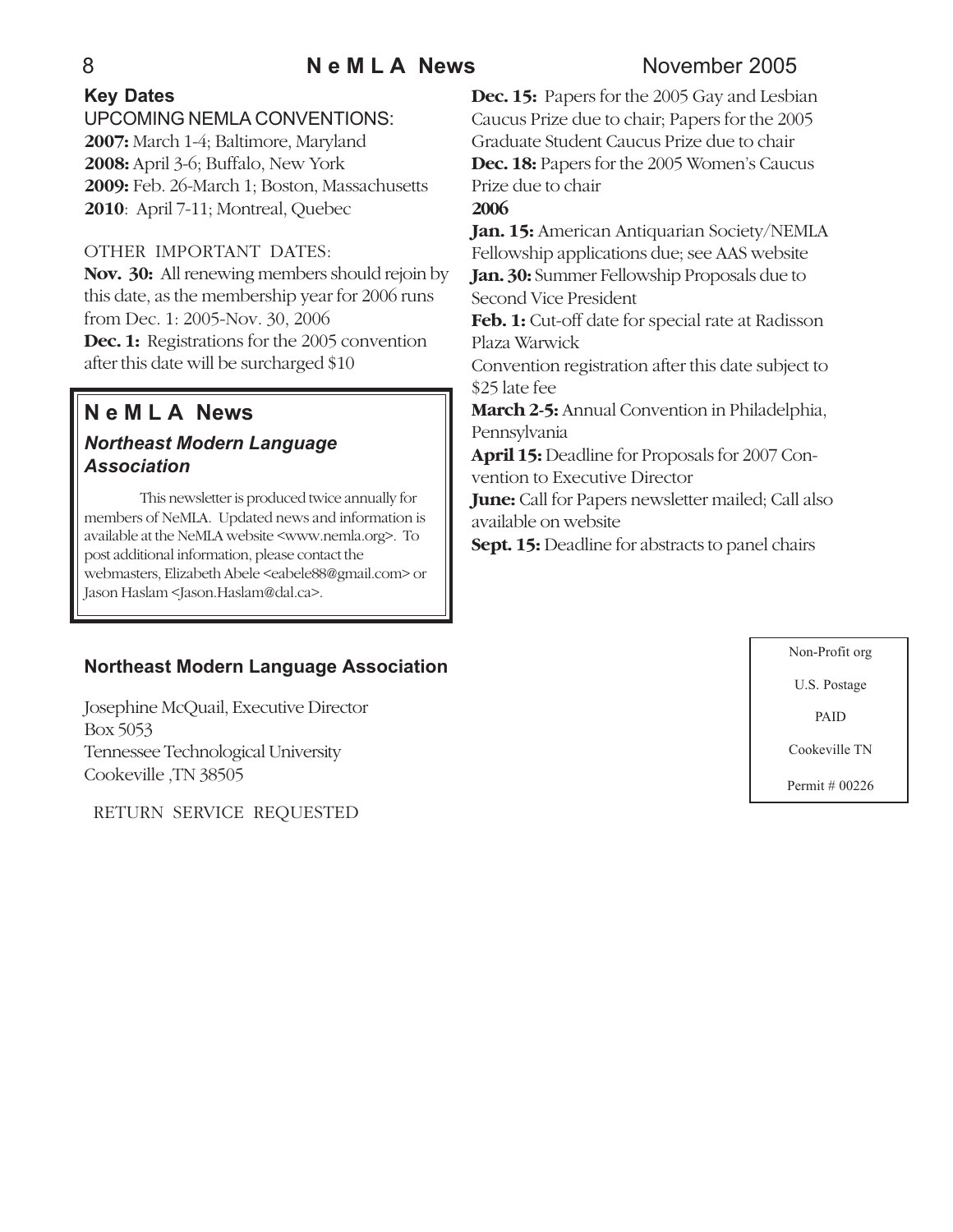## Key Dates

UPCOMING NEMLA CONVENTIONS:

**2007:** March 1-4; Baltimore, Maryland
**2008:** April 3-6; Buffalo, New York
**2009:** Feb. 26-March 1; Boston, Massachusetts
**2010**: April 7-11; Montreal, Quebec

OTHER IMPORTANT DATES:

**Nov. 30:** All renewing members should rejoin by this date, as the membership year for 2006 runs from Dec. 1: 2005-Nov. 30, 2006
**Dec. 1:** Registrations for the 2005 convention after this date will be surcharged $10

**Dec. 15:** Papers for the 2005 Gay and Lesbian Caucus Prize due to chair; Papers for the 2005 Graduate Student Caucus Prize due to chair
**Dec. 18:** Papers for the 2005 Women's Caucus Prize due to chair

**2006**

**Jan. 15:** American Antiquarian Society/NEMLA Fellowship applications due; see AAS website
**Jan. 30:** Summer Fellowship Proposals due to Second Vice President
**Feb. 1:** Cut-off date for special rate at Radisson Plaza Warwick
Convention registration after this date subject to $25 late fee
**March 2-5:** Annual Convention in Philadelphia, Pennsylvania
**April 15:** Deadline for Proposals for 2007 Convention to Executive Director
**June:** Call for Papers newsletter mailed; Call also available on website
**Sept. 15:** Deadline for abstracts to panel chairs

## N e M L A News

### *Northeast Modern Language Association*

This newsletter is produced twice annually for members of NeMLA. Updated news and information is available at the NeMLA website <www.nemla.org>. To post additional information, please contact the webmasters, Elizabeth Abele <eabele88@gmail.com> or Jason Haslam <Jason.Haslam@dal.ca>.

### Northeast Modern Language Association

Josephine McQuail, Executive Director
Box 5053
Tennessee Technological University
Cookeville ,TN 38505

RETURN SERVICE REQUESTED

Non-Profit org
U.S. Postage
PAID
Cookeville TN
Permit # 00226